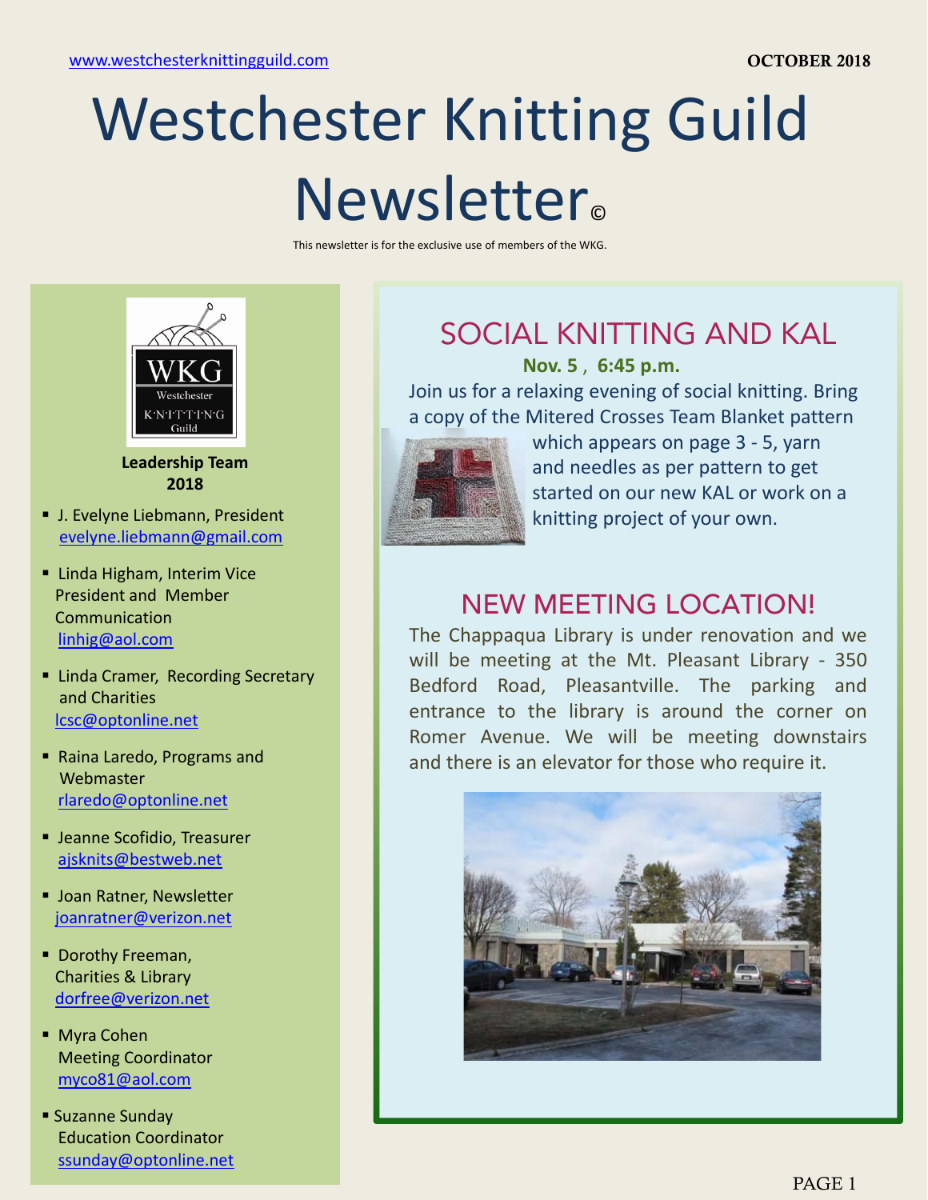www.westchesterknittingguild.com

**OCTOBER 2018**

# Westchester Knitting Guild Newsletter©

This newsletter is for the exclusive use of members of the WKG.

**Leadership Team 2018**

- J. Evelyne Liebmann, President
  evelyne.liebmann@gmail.com
- Linda Higham, Interim Vice President and Member Communication
  linhig@aol.com
- Linda Cramer, Recording Secretary and Charities
  lcsc@optonline.net
- Raina Laredo, Programs and Webmaster
  rlaredo@optonline.net
- Jeanne Scofidio, Treasurer
  ajsknits@bestweb.net
- Joan Ratner, Newsletter
  joanratner@verizon.net
- Dorothy Freeman, Charities & Library
  dorfree@verizon.net
- Myra Cohen
  Meeting Coordinator
  myco81@aol.com
- Suzanne Sunday
  Education Coordinator
  ssunday@optonline.net

## SOCIAL KNITTING AND KAL

**Nov. 5 , 6:45 p.m.**

Join us for a relaxing evening of social knitting. Bring a copy of the Mitered Crosses Team Blanket pattern which appears on page 3 - 5, yarn and needles as per pattern to get started on our new KAL or work on a knitting project of your own.

## NEW MEETING LOCATION!

The Chappaqua Library is under renovation and we will be meeting at the Mt. Pleasant Library - 350 Bedford Road, Pleasantville. The parking and entrance to the library is around the corner on Romer Avenue. We will be meeting downstairs and there is an elevator for those who require it.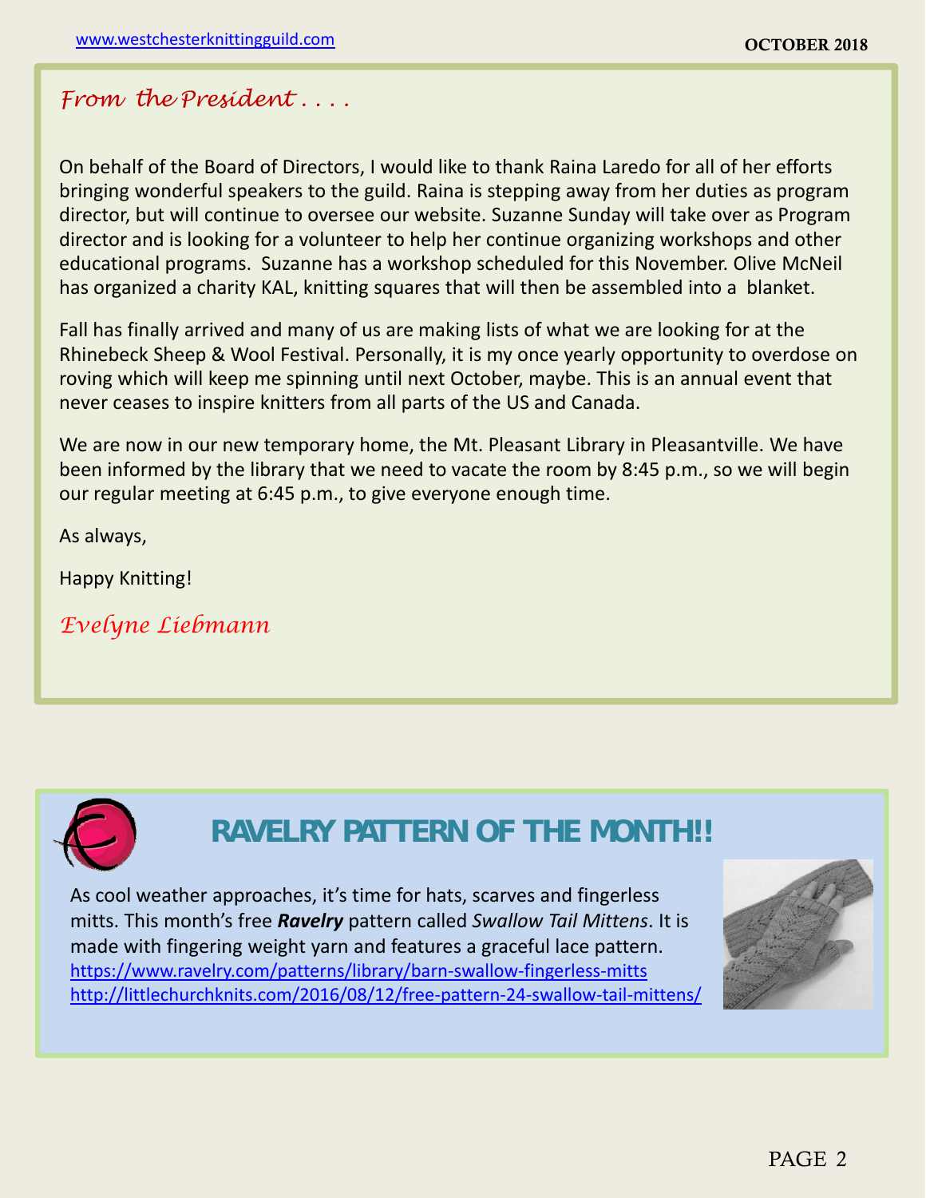## *From the President . . . .*

On behalf of the Board of Directors, I would like to thank Raina Laredo for all of her efforts bringing wonderful speakers to the guild. Raina is stepping away from her duties as program director, but will continue to oversee our website. Suzanne Sunday will take over as Program director and is looking for a volunteer to help her continue organizing workshops and other educational programs. Suzanne has a workshop scheduled for this November. Olive McNeil has organized a charity KAL, knitting squares that will then be assembled into a blanket.

Fall has finally arrived and many of us are making lists of what we are looking for at the Rhinebeck Sheep & Wool Festival. Personally, it is my once yearly opportunity to overdose on roving which will keep me spinning until next October, maybe. This is an annual event that never ceases to inspire knitters from all parts of the US and Canada.

We are now in our new temporary home, the Mt. Pleasant Library in Pleasantville. We have been informed by the library that we need to vacate the room by 8:45 p.m., so we will begin our regular meeting at 6:45 p.m., to give everyone enough time.

As always,

Happy Knitting!

*Evelyne Liebmann*

## RAVELRY PATTERN OF THE MONTH!!

As cool weather approaches, it's time for hats, scarves and fingerless mitts. This month's free ***Ravelry*** pattern called *Swallow Tail Mittens*. It is made with fingering weight yarn and features a graceful lace pattern.
https://www.ravelry.com/patterns/library/barn-swallow-fingerless-mitts
http://littlechurchknits.com/2016/08/12/free-pattern-24-swallow-tail-mittens/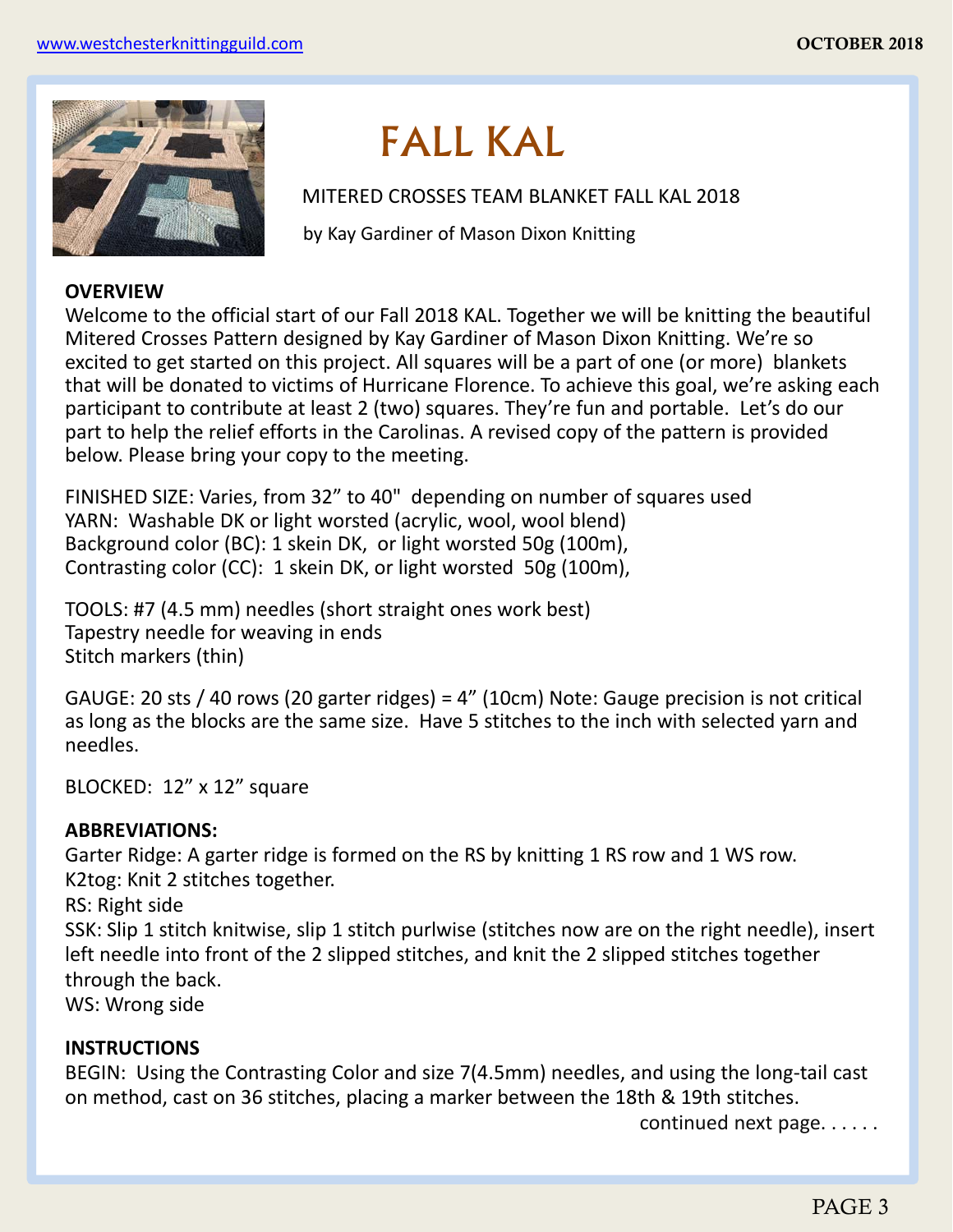# FALL KAL

MITERED CROSSES TEAM BLANKET FALL KAL 2018

by Kay Gardiner of Mason Dixon Knitting

**OVERVIEW**

Welcome to the official start of our Fall 2018 KAL. Together we will be knitting the beautiful Mitered Crosses Pattern designed by Kay Gardiner of Mason Dixon Knitting. We're so excited to get started on this project. All squares will be a part of one (or more) blankets that will be donated to victims of Hurricane Florence. To achieve this goal, we're asking each participant to contribute at least 2 (two) squares. They're fun and portable. Let's do our part to help the relief efforts in the Carolinas. A revised copy of the pattern is provided below. Please bring your copy to the meeting.

FINISHED SIZE: Varies, from 32" to 40" depending on number of squares used
YARN: Washable DK or light worsted (acrylic, wool, wool blend)
Background color (BC): 1 skein DK, or light worsted 50g (100m),
Contrasting color (CC): 1 skein DK, or light worsted 50g (100m),

TOOLS: #7 (4.5 mm) needles (short straight ones work best)
Tapestry needle for weaving in ends
Stitch markers (thin)

GAUGE: 20 sts / 40 rows (20 garter ridges) = 4" (10cm) Note: Gauge precision is not critical as long as the blocks are the same size. Have 5 stitches to the inch with selected yarn and needles.

BLOCKED: 12" x 12" square

**ABBREVIATIONS:**

Garter Ridge: A garter ridge is formed on the RS by knitting 1 RS row and 1 WS row.
K2tog: Knit 2 stitches together.
RS: Right side
SSK: Slip 1 stitch knitwise, slip 1 stitch purlwise (stitches now are on the right needle), insert left needle into front of the 2 slipped stitches, and knit the 2 slipped stitches together through the back.
WS: Wrong side

**INSTRUCTIONS**

BEGIN: Using the Contrasting Color and size 7(4.5mm) needles, and using the long-tail cast on method, cast on 36 stitches, placing a marker between the 18th & 19th stitches.

continued next page. . . . . .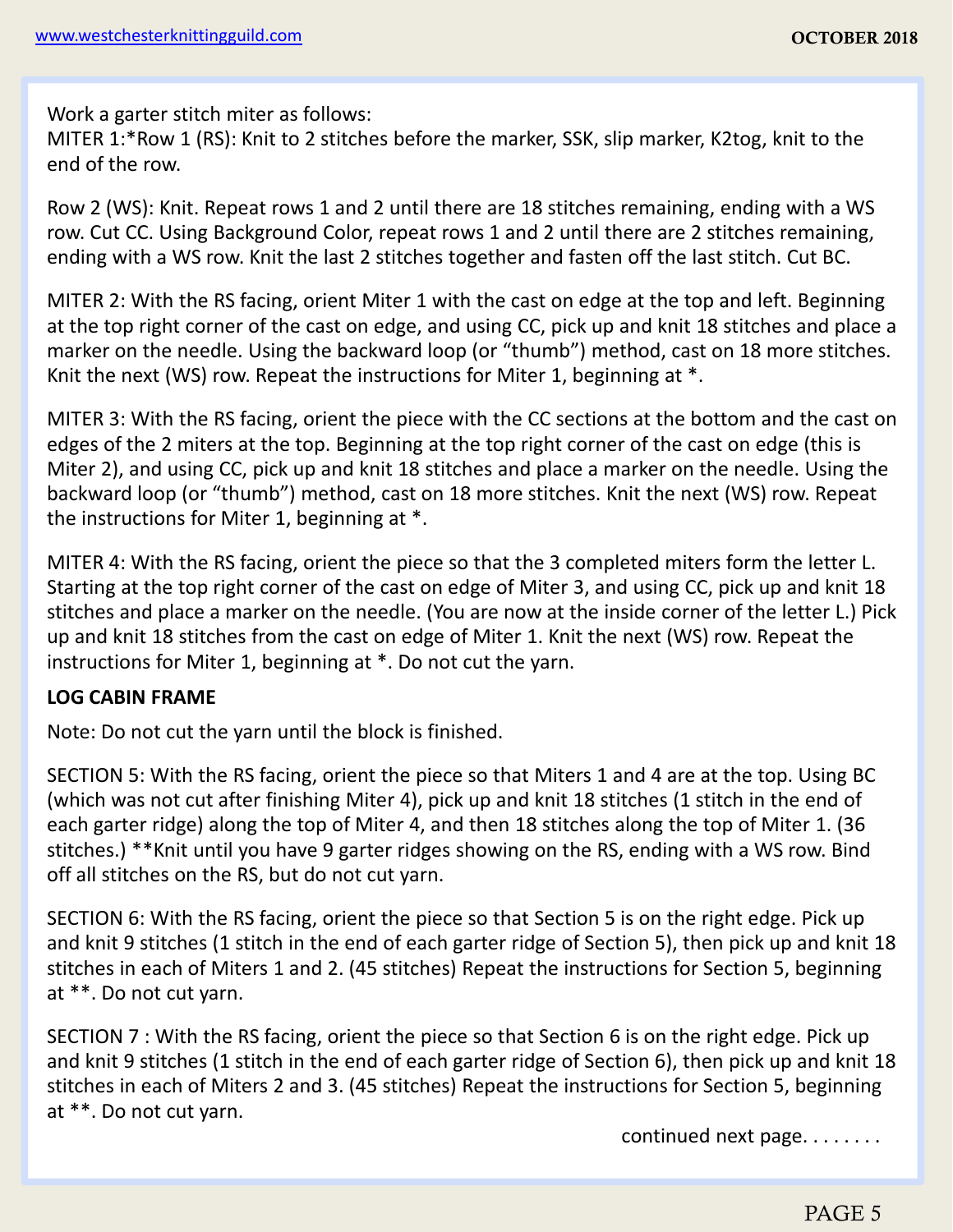Work a garter stitch miter as follows:
MITER 1:*Row 1 (RS): Knit to 2 stitches before the marker, SSK, slip marker, K2tog, knit to the end of the row.

Row 2 (WS): Knit. Repeat rows 1 and 2 until there are 18 stitches remaining, ending with a WS row. Cut CC. Using Background Color, repeat rows 1 and 2 until there are 2 stitches remaining, ending with a WS row. Knit the last 2 stitches together and fasten off the last stitch. Cut BC.

MITER 2: With the RS facing, orient Miter 1 with the cast on edge at the top and left. Beginning at the top right corner of the cast on edge, and using CC, pick up and knit 18 stitches and place a marker on the needle. Using the backward loop (or "thumb") method, cast on 18 more stitches. Knit the next (WS) row. Repeat the instructions for Miter 1, beginning at *.

MITER 3: With the RS facing, orient the piece with the CC sections at the bottom and the cast on edges of the 2 miters at the top. Beginning at the top right corner of the cast on edge (this is Miter 2), and using CC, pick up and knit 18 stitches and place a marker on the needle. Using the backward loop (or "thumb") method, cast on 18 more stitches. Knit the next (WS) row. Repeat the instructions for Miter 1, beginning at *.

MITER 4: With the RS facing, orient the piece so that the 3 completed miters form the letter L. Starting at the top right corner of the cast on edge of Miter 3, and using CC, pick up and knit 18 stitches and place a marker on the needle. (You are now at the inside corner of the letter L.) Pick up and knit 18 stitches from the cast on edge of Miter 1. Knit the next (WS) row. Repeat the instructions for Miter 1, beginning at *. Do not cut the yarn.

**LOG CABIN FRAME**

Note: Do not cut the yarn until the block is finished.

SECTION 5: With the RS facing, orient the piece so that Miters 1 and 4 are at the top. Using BC (which was not cut after finishing Miter 4), pick up and knit 18 stitches (1 stitch in the end of each garter ridge) along the top of Miter 4, and then 18 stitches along the top of Miter 1. (36 stitches.) **Knit until you have 9 garter ridges showing on the RS, ending with a WS row. Bind off all stitches on the RS, but do not cut yarn.

SECTION 6: With the RS facing, orient the piece so that Section 5 is on the right edge. Pick up and knit 9 stitches (1 stitch in the end of each garter ridge of Section 5), then pick up and knit 18 stitches in each of Miters 1 and 2. (45 stitches) Repeat the instructions for Section 5, beginning at **. Do not cut yarn.

SECTION 7 : With the RS facing, orient the piece so that Section 6 is on the right edge. Pick up and knit 9 stitches (1 stitch in the end of each garter ridge of Section 6), then pick up and knit 18 stitches in each of Miters 2 and 3. (45 stitches) Repeat the instructions for Section 5, beginning at **. Do not cut yarn.

continued next page. . . . . . . .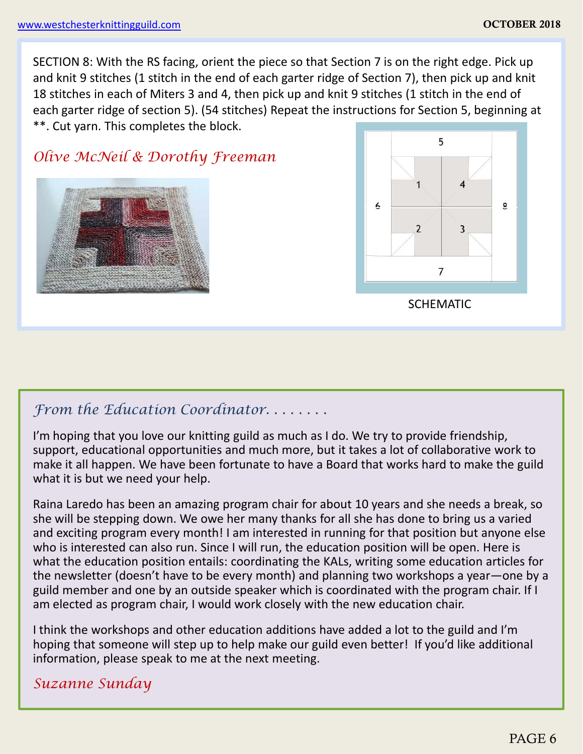SECTION 8: With the RS facing, orient the piece so that Section 7 is on the right edge. Pick up and knit 9 stitches (1 stitch in the end of each garter ridge of Section 7), then pick up and knit 18 stitches in each of Miters 3 and 4, then pick up and knit 9 stitches (1 stitch in the end of each garter ridge of section 5). (54 stitches) Repeat the instructions for Section 5, beginning at **. Cut yarn. This completes the block.

*Olive McNeil & Dorothy Freeman*

SCHEMATIC

## *From the Education Coordinator. . . . . . . .*

I'm hoping that you love our knitting guild as much as I do. We try to provide friendship, support, educational opportunities and much more, but it takes a lot of collaborative work to make it all happen. We have been fortunate to have a Board that works hard to make the guild what it is but we need your help.

Raina Laredo has been an amazing program chair for about 10 years and she needs a break, so she will be stepping down. We owe her many thanks for all she has done to bring us a varied and exciting program every month! I am interested in running for that position but anyone else who is interested can also run. Since I will run, the education position will be open. Here is what the education position entails: coordinating the KALs, writing some education articles for the newsletter (doesn't have to be every month) and planning two workshops a year—one by a guild member and one by an outside speaker which is coordinated with the program chair. If I am elected as program chair, I would work closely with the new education chair.

I think the workshops and other education additions have added a lot to the guild and I'm hoping that someone will step up to help make our guild even better! If you'd like additional information, please speak to me at the next meeting.

*Suzanne Sunday*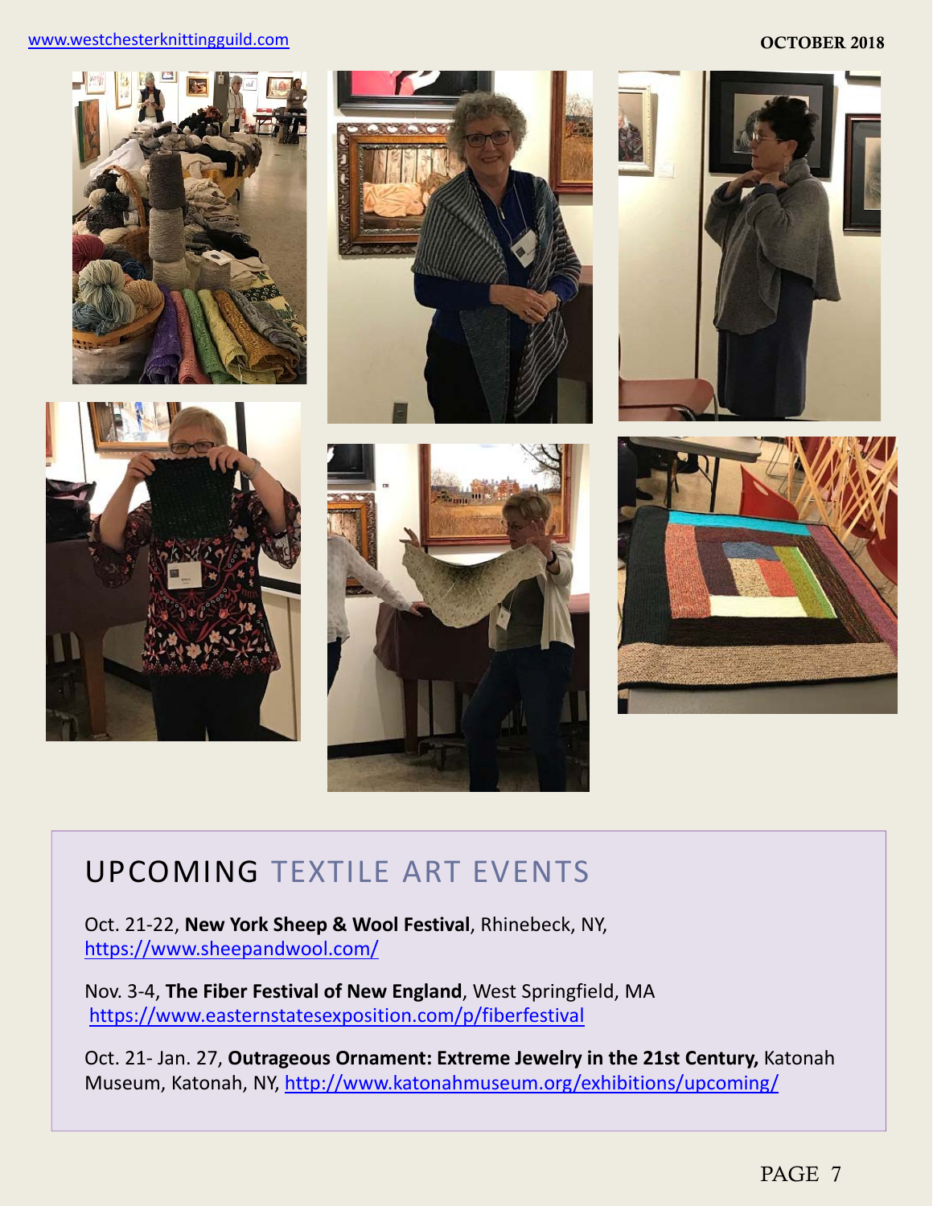## UPCOMING TEXTILE ART EVENTS

Oct. 21-22, **New York Sheep & Wool Festival**, Rhinebeck, NY, https://www.sheepandwool.com/

Nov. 3-4, **The Fiber Festival of New England**, West Springfield, MA https://www.easternstatesexposition.com/p/fiberfestival

Oct. 21- Jan. 27, **Outrageous Ornament: Extreme Jewelry in the 21st Century,** Katonah Museum, Katonah, NY, http://www.katonahmuseum.org/exhibitions/upcoming/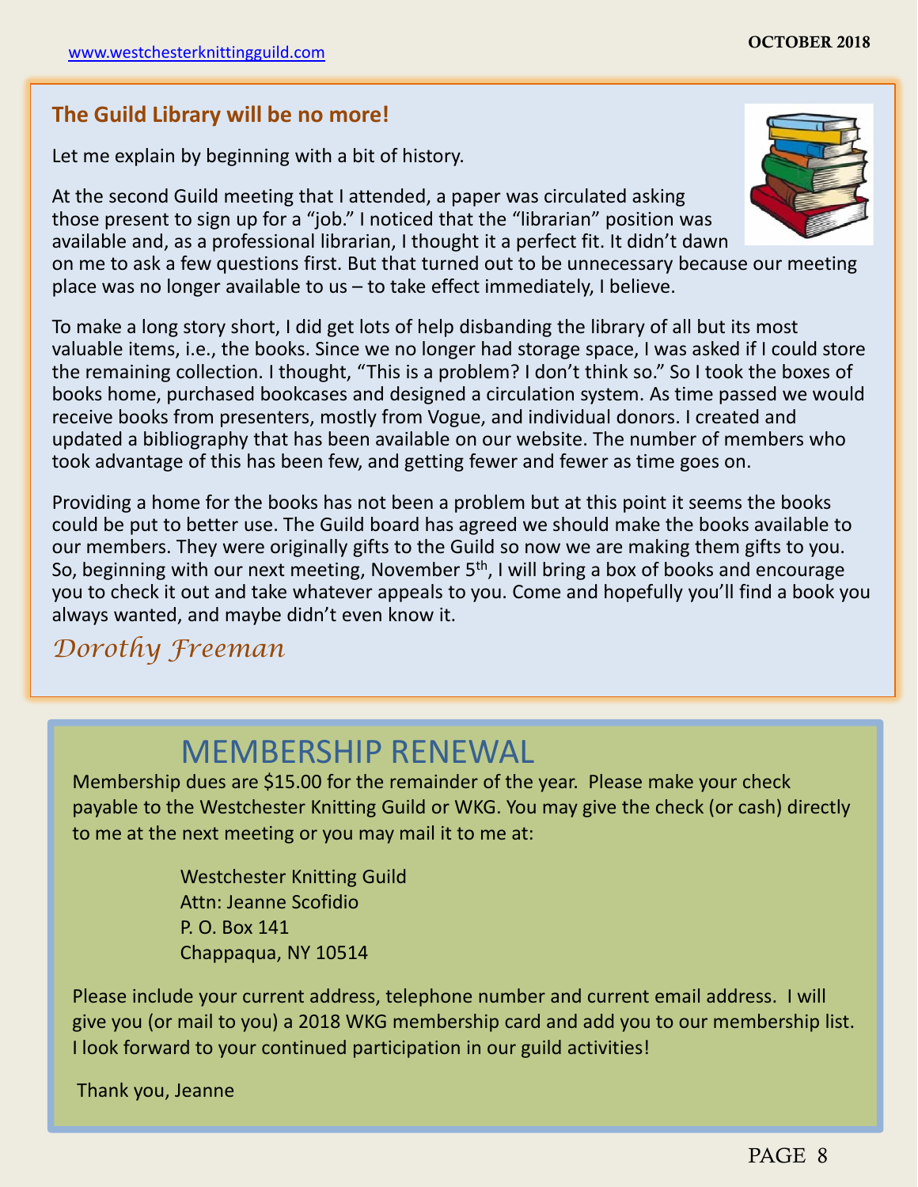## The Guild Library will be no more!

Let me explain by beginning with a bit of history.

At the second Guild meeting that I attended, a paper was circulated asking those present to sign up for a "job." I noticed that the "librarian" position was available and, as a professional librarian, I thought it a perfect fit. It didn't dawn on me to ask a few questions first. But that turned out to be unnecessary because our meeting place was no longer available to us – to take effect immediately, I believe.

To make a long story short, I did get lots of help disbanding the library of all but its most valuable items, i.e., the books. Since we no longer had storage space, I was asked if I could store the remaining collection. I thought, "This is a problem? I don't think so." So I took the boxes of books home, purchased bookcases and designed a circulation system. As time passed we would receive books from presenters, mostly from Vogue, and individual donors. I created and updated a bibliography that has been available on our website. The number of members who took advantage of this has been few, and getting fewer and fewer as time goes on.

Providing a home for the books has not been a problem but at this point it seems the books could be put to better use. The Guild board has agreed we should make the books available to our members. They were originally gifts to the Guild so now we are making them gifts to you. So, beginning with our next meeting, November 5th, I will bring a box of books and encourage you to check it out and take whatever appeals to you. Come and hopefully you'll find a book you always wanted, and maybe didn't even know it.

*Dorothy Freeman*

# MEMBERSHIP RENEWAL

Membership dues are $15.00 for the remainder of the year. Please make your check payable to the Westchester Knitting Guild or WKG. You may give the check (or cash) directly to me at the next meeting or you may mail it to me at:

Westchester Knitting Guild
Attn: Jeanne Scofidio
P. O. Box 141
Chappaqua, NY 10514

Please include your current address, telephone number and current email address. I will give you (or mail to you) a 2018 WKG membership card and add you to our membership list. I look forward to your continued participation in our guild activities!

Thank you, Jeanne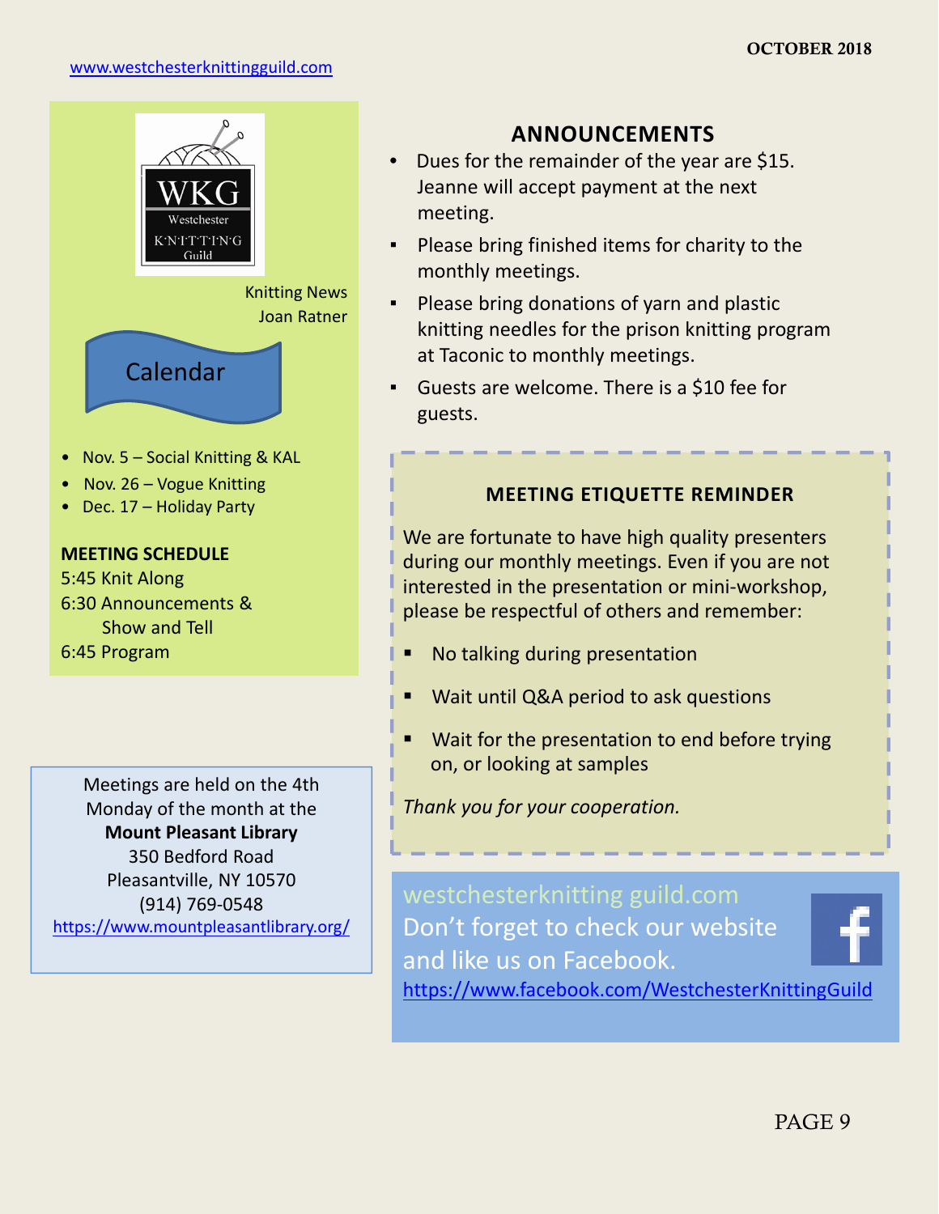www.westchesterknittingguild.com

OCTOBER 2018

WKG
Westchester
KNITTING
Guild

Knitting News
Joan Ratner

## Calendar

- Nov. 5 – Social Knitting & KAL
- Nov. 26 – Vogue Knitting
- Dec. 17 – Holiday Party

**MEETING SCHEDULE**
5:45 Knit Along
6:30 Announcements & Show and Tell
6:45 Program

Meetings are held on the 4th Monday of the month at the
**Mount Pleasant Library**
350 Bedford Road
Pleasantville, NY 10570
(914) 769-0548
https://www.mountpleasantlibrary.org/

## ANNOUNCEMENTS

- Dues for the remainder of the year are $15. Jeanne will accept payment at the next meeting.
- Please bring finished items for charity to the monthly meetings.
- Please bring donations of yarn and plastic knitting needles for the prison knitting program at Taconic to monthly meetings.
- Guests are welcome. There is a $10 fee for guests.

### MEETING ETIQUETTE REMINDER

We are fortunate to have high quality presenters during our monthly meetings. Even if you are not interested in the presentation or mini-workshop, please be respectful of others and remember:

- No talking during presentation
- Wait until Q&A period to ask questions
- Wait for the presentation to end before trying on, or looking at samples

*Thank you for your cooperation.*

westchesterknitting guild.com
Don't forget to check our website and like us on Facebook.
https://www.facebook.com/WestchesterKnittingGuild